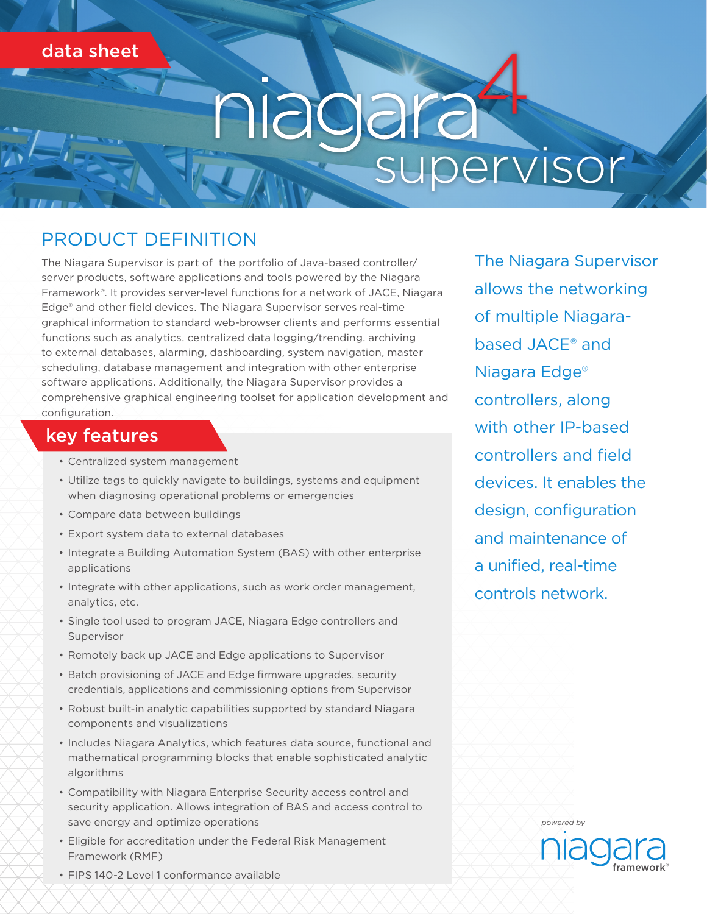data sheet

# niagara 4 supervisor

## PRODUCT DEFINITION

The Niagara Supervisor is part of the portfolio of Java-based controller/server products, software applications and tools powered by the Niagara Framework®. It provides server-level functions for a network of JACE, Niagara Edge® and other field devices. The Niagara Supervisor serves real-time graphical information to standard web-browser clients and performs essential functions such as analytics, centralized data logging/trending, archiving to external databases, alarming, dashboarding, system navigation, master scheduling, database management and integration with other enterprise software applications. Additionally, the Niagara Supervisor provides a comprehensive graphical engineering toolset for application development and configuration.

The Niagara Supervisor allows the networking of multiple Niagara-based JACE® and Niagara Edge® controllers, along with other IP-based controllers and field devices. It enables the design, configuration and maintenance of a unified, real-time controls network.

## key features

- Centralized system management
- Utilize tags to quickly navigate to buildings, systems and equipment when diagnosing operational problems or emergencies
- Compare data between buildings
- Export system data to external databases
- Integrate a Building Automation System (BAS) with other enterprise applications
- Integrate with other applications, such as work order management, analytics, etc.
- Single tool used to program JACE, Niagara Edge controllers and Supervisor
- Remotely back up JACE and Edge applications to Supervisor
- Batch provisioning of JACE and Edge firmware upgrades, security credentials, applications and commissioning options from Supervisor
- Robust built-in analytic capabilities supported by standard Niagara components and visualizations
- Includes Niagara Analytics, which features data source, functional and mathematical programming blocks that enable sophisticated analytic algorithms
- Compatibility with Niagara Enterprise Security access control and security application. Allows integration of BAS and access control to save energy and optimize operations
- Eligible for accreditation under the Federal Risk Management Framework (RMF)
- FIPS 140-2 Level 1 conformance available

*powered by* niagara framework®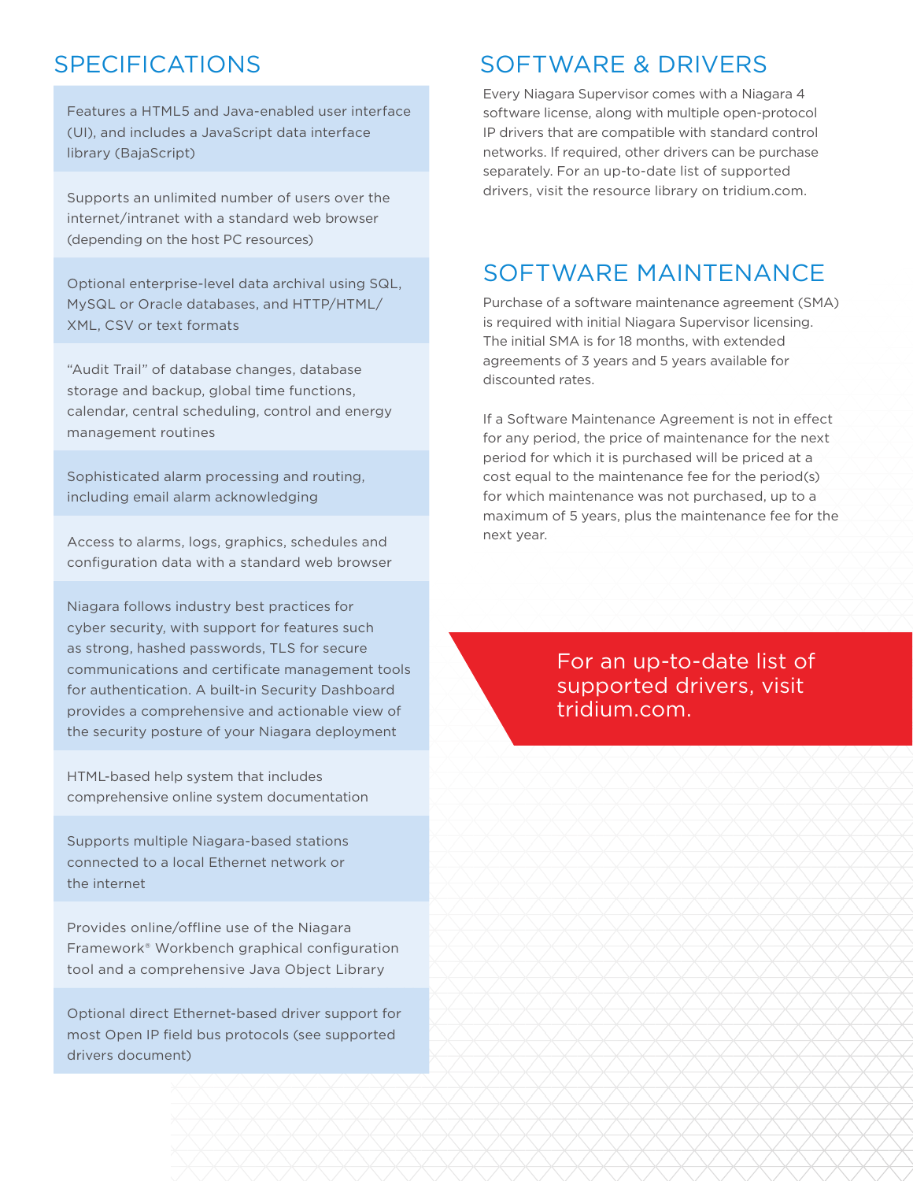## SPECIFICATIONS

- Features a HTML5 and Java-enabled user interface (UI), and includes a JavaScript data interface library (BajaScript)
- Supports an unlimited number of users over the internet/intranet with a standard web browser (depending on the host PC resources)
- Optional enterprise-level data archival using SQL, MySQL or Oracle databases, and HTTP/HTML/XML, CSV or text formats
- "Audit Trail" of database changes, database storage and backup, global time functions, calendar, central scheduling, control and energy management routines
- Sophisticated alarm processing and routing, including email alarm acknowledging
- Access to alarms, logs, graphics, schedules and configuration data with a standard web browser
- Niagara follows industry best practices for cyber security, with support for features such as strong, hashed passwords, TLS for secure communications and certificate management tools for authentication. A built-in Security Dashboard provides a comprehensive and actionable view of the security posture of your Niagara deployment
- HTML-based help system that includes comprehensive online system documentation
- Supports multiple Niagara-based stations connected to a local Ethernet network or the internet
- Provides online/offline use of the Niagara Framework® Workbench graphical configuration tool and a comprehensive Java Object Library
- Optional direct Ethernet-based driver support for most Open IP field bus protocols (see supported drivers document)

## SOFTWARE & DRIVERS

Every Niagara Supervisor comes with a Niagara 4 software license, along with multiple open-protocol IP drivers that are compatible with standard control networks. If required, other drivers can be purchase separately. For an up-to-date list of supported drivers, visit the resource library on tridium.com.

## SOFTWARE MAINTENANCE

Purchase of a software maintenance agreement (SMA) is required with initial Niagara Supervisor licensing. The initial SMA is for 18 months, with extended agreements of 3 years and 5 years available for discounted rates.

If a Software Maintenance Agreement is not in effect for any period, the price of maintenance for the next period for which it is purchased will be priced at a cost equal to the maintenance fee for the period(s) for which maintenance was not purchased, up to a maximum of 5 years, plus the maintenance fee for the next year.

For an up-to-date list of supported drivers, visit tridium.com.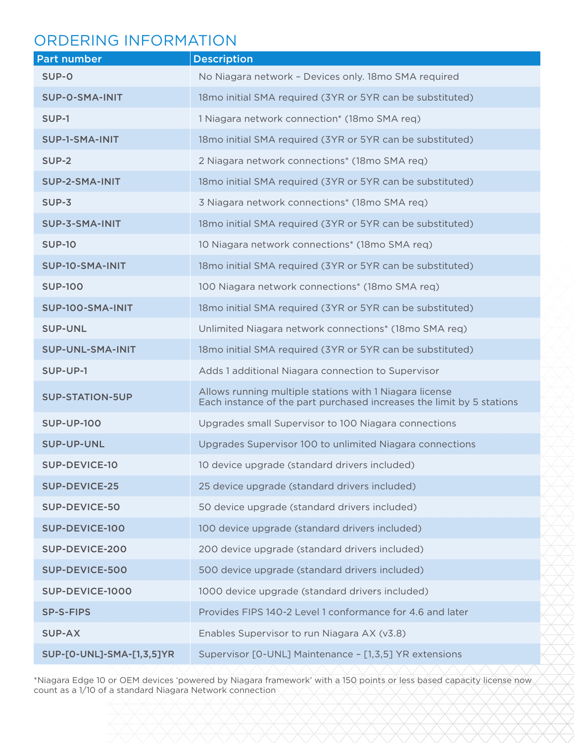## ORDERING INFORMATION

| Part number | Description |
|---|---|
| SUP-0 | No Niagara network – Devices only. 18mo SMA required |
| SUP-0-SMA-INIT | 18mo initial SMA required (3YR or 5YR can be substituted) |
| SUP-1 | 1 Niagara network connection* (18mo SMA req) |
| SUP-1-SMA-INIT | 18mo initial SMA required (3YR or 5YR can be substituted) |
| SUP-2 | 2 Niagara network connections* (18mo SMA req) |
| SUP-2-SMA-INIT | 18mo initial SMA required (3YR or 5YR can be substituted) |
| SUP-3 | 3 Niagara network connections* (18mo SMA req) |
| SUP-3-SMA-INIT | 18mo initial SMA required (3YR or 5YR can be substituted) |
| SUP-10 | 10 Niagara network connections* (18mo SMA req) |
| SUP-10-SMA-INIT | 18mo initial SMA required (3YR or 5YR can be substituted) |
| SUP-100 | 100 Niagara network connections* (18mo SMA req) |
| SUP-100-SMA-INIT | 18mo initial SMA required (3YR or 5YR can be substituted) |
| SUP-UNL | Unlimited Niagara network connections* (18mo SMA req) |
| SUP-UNL-SMA-INIT | 18mo initial SMA required (3YR or 5YR can be substituted) |
| SUP-UP-1 | Adds 1 additional Niagara connection to Supervisor |
| SUP-STATION-5UP | Allows running multiple stations with 1 Niagara license<br>Each instance of the part purchased increases the limit by 5 stations |
| SUP-UP-100 | Upgrades small Supervisor to 100 Niagara connections |
| SUP-UP-UNL | Upgrades Supervisor 100 to unlimited Niagara connections |
| SUP-DEVICE-10 | 10 device upgrade (standard drivers included) |
| SUP-DEVICE-25 | 25 device upgrade (standard drivers included) |
| SUP-DEVICE-50 | 50 device upgrade (standard drivers included) |
| SUP-DEVICE-100 | 100 device upgrade (standard drivers included) |
| SUP-DEVICE-200 | 200 device upgrade (standard drivers included) |
| SUP-DEVICE-500 | 500 device upgrade (standard drivers included) |
| SUP-DEVICE-1000 | 1000 device upgrade (standard drivers included) |
| SP-S-FIPS | Provides FIPS 140-2 Level 1 conformance for 4.6 and later |
| SUP-AX | Enables Supervisor to run Niagara AX (v3.8) |
| SUP-[0-UNL]-SMA-[1,3,5]YR | Supervisor [0-UNL] Maintenance – [1,3,5] YR extensions |

*Niagara Edge 10 or OEM devices 'powered by Niagara framework' with a 150 points or less based capacity license now count as a 1/10 of a standard Niagara Network connection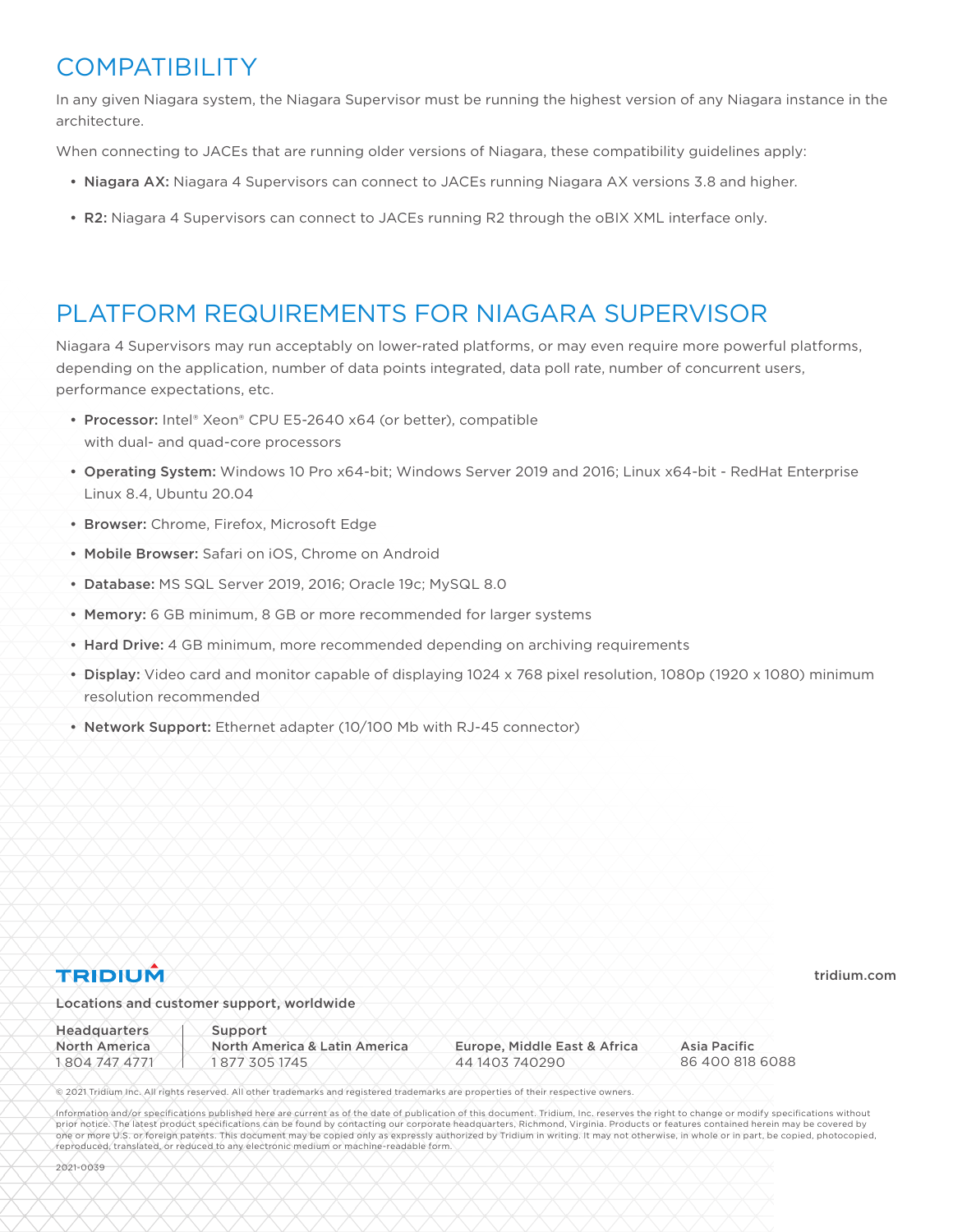## COMPATIBILITY

In any given Niagara system, the Niagara Supervisor must be running the highest version of any Niagara instance in the architecture.

When connecting to JACEs that are running older versions of Niagara, these compatibility guidelines apply:

- **Niagara AX:** Niagara 4 Supervisors can connect to JACEs running Niagara AX versions 3.8 and higher.
- **R2:** Niagara 4 Supervisors can connect to JACEs running R2 through the oBIX XML interface only.

## PLATFORM REQUIREMENTS FOR NIAGARA SUPERVISOR

Niagara 4 Supervisors may run acceptably on lower-rated platforms, or may even require more powerful platforms, depending on the application, number of data points integrated, data poll rate, number of concurrent users, performance expectations, etc.

- **Processor:** Intel® Xeon® CPU E5-2640 x64 (or better), compatible with dual- and quad-core processors
- **Operating System:** Windows 10 Pro x64-bit; Windows Server 2019 and 2016; Linux x64-bit - RedHat Enterprise Linux 8.4, Ubuntu 20.04
- **Browser:** Chrome, Firefox, Microsoft Edge
- **Mobile Browser:** Safari on iOS, Chrome on Android
- **Database:** MS SQL Server 2019, 2016; Oracle 19c; MySQL 8.0
- **Memory:** 6 GB minimum, 8 GB or more recommended for larger systems
- **Hard Drive:** 4 GB minimum, more recommended depending on archiving requirements
- **Display:** Video card and monitor capable of displaying 1024 x 768 pixel resolution, 1080p (1920 x 1080) minimum resolution recommended
- **Network Support:** Ethernet adapter (10/100 Mb with RJ-45 connector)

TRIDIUM

tridium.com

Locations and customer support, worldwide

| Headquarters North America | Support North America & Latin America | Europe, Middle East & Africa | Asia Pacific |
|---|---|---|---|
| 1 804 747 4771 | 1 877 305 1745 | 44 1403 740290 | 86 400 818 6088 |

© 2021 Tridium Inc. All rights reserved. All other trademarks and registered trademarks are properties of their respective owners.

Information and/or specifications published here are current as of the date of publication of this document. Tridium, Inc. reserves the right to change or modify specifications without prior notice. The latest product specifications can be found by contacting our corporate headquarters, Richmond, Virginia. Products or features contained herein may be covered by one or more U.S. or foreign patents. This document may be copied only as expressly authorized by Tridium in writing. It may not otherwise, in whole or in part, be copied, photocopied, reproduced, translated, or reduced to any electronic medium or machine-readable form.

2021-0039